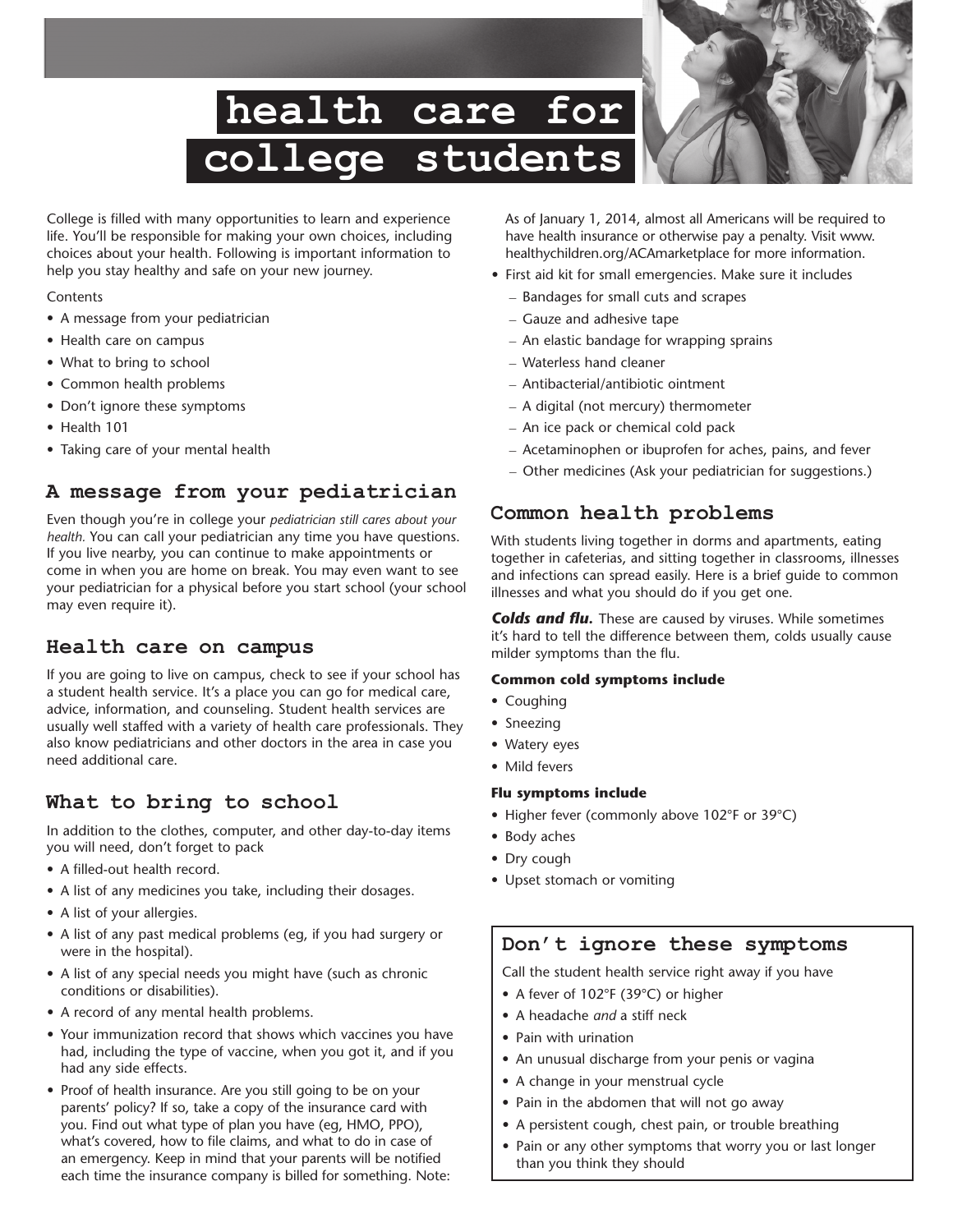# health care for college students

College is filled with many opportunities to learn and experience life. You'll be responsible for making your own choices, including choices about your health. Following is important information to help you stay healthy and safe on your new journey.

Contents

- A message from your pediatrician
- Health care on campus
- What to bring to school
- Common health problems
- Don't ignore these symptoms
- Health 101
- Taking care of your mental health

## A message from your pediatrician

Even though you're in college your *pediatrician still cares about your health.* You can call your pediatrician any time you have questions. If you live nearby, you can continue to make appointments or come in when you are home on break. You may even want to see your pediatrician for a physical before you start school (your school may even require it).

## Health care on campus

If you are going to live on campus, check to see if your school has a student health service. It's a place you can go for medical care, advice, information, and counseling. Student health services are usually well staffed with a variety of health care professionals. They also know pediatricians and other doctors in the area in case you need additional care.

## What to bring to school

In addition to the clothes, computer, and other day-to-day items you will need, don't forget to pack

- A filled-out health record.
- A list of any medicines you take, including their dosages.
- A list of your allergies.
- A list of any past medical problems (eg, if you had surgery or were in the hospital).
- A list of any special needs you might have (such as chronic conditions or disabilities).
- A record of any mental health problems.
- Your immunization record that shows which vaccines you have had, including the type of vaccine, when you got it, and if you had any side effects.
- Proof of health insurance. Are you still going to be on your parents' policy? If so, take a copy of the insurance card with you. Find out what type of plan you have (eg, HMO, PPO), what's covered, how to file claims, and what to do in case of an emergency. Keep in mind that your parents will be notified each time the insurance company is billed for something. Note: As of January 1, 2014, almost all Americans will be required to have health insurance or otherwise pay a penalty. Visit www.healthychildren.org/ACAmarketplace for more information.
- First aid kit for small emergencies. Make sure it includes
  - Bandages for small cuts and scrapes
  - Gauze and adhesive tape
  - An elastic bandage for wrapping sprains
  - Waterless hand cleaner
  - Antibacterial/antibiotic ointment
  - A digital (not mercury) thermometer
  - An ice pack or chemical cold pack
  - Acetaminophen or ibuprofen for aches, pains, and fever
  - Other medicines (Ask your pediatrician for suggestions.)

## Common health problems

With students living together in dorms and apartments, eating together in cafeterias, and sitting together in classrooms, illnesses and infections can spread easily. Here is a brief guide to common illnesses and what you should do if you get one.

***Colds and flu.*** These are caused by viruses. While sometimes it's hard to tell the difference between them, colds usually cause milder symptoms than the flu.

**Common cold symptoms include**

- Coughing
- Sneezing
- Watery eyes
- Mild fevers

**Flu symptoms include**

- Higher fever (commonly above 102°F or 39°C)
- Body aches
- Dry cough
- Upset stomach or vomiting

## Don't ignore these symptoms

Call the student health service right away if you have

- A fever of 102°F (39°C) or higher
- A headache *and* a stiff neck
- Pain with urination
- An unusual discharge from your penis or vagina
- A change in your menstrual cycle
- Pain in the abdomen that will not go away
- A persistent cough, chest pain, or trouble breathing
- Pain or any other symptoms that worry you or last longer than you think they should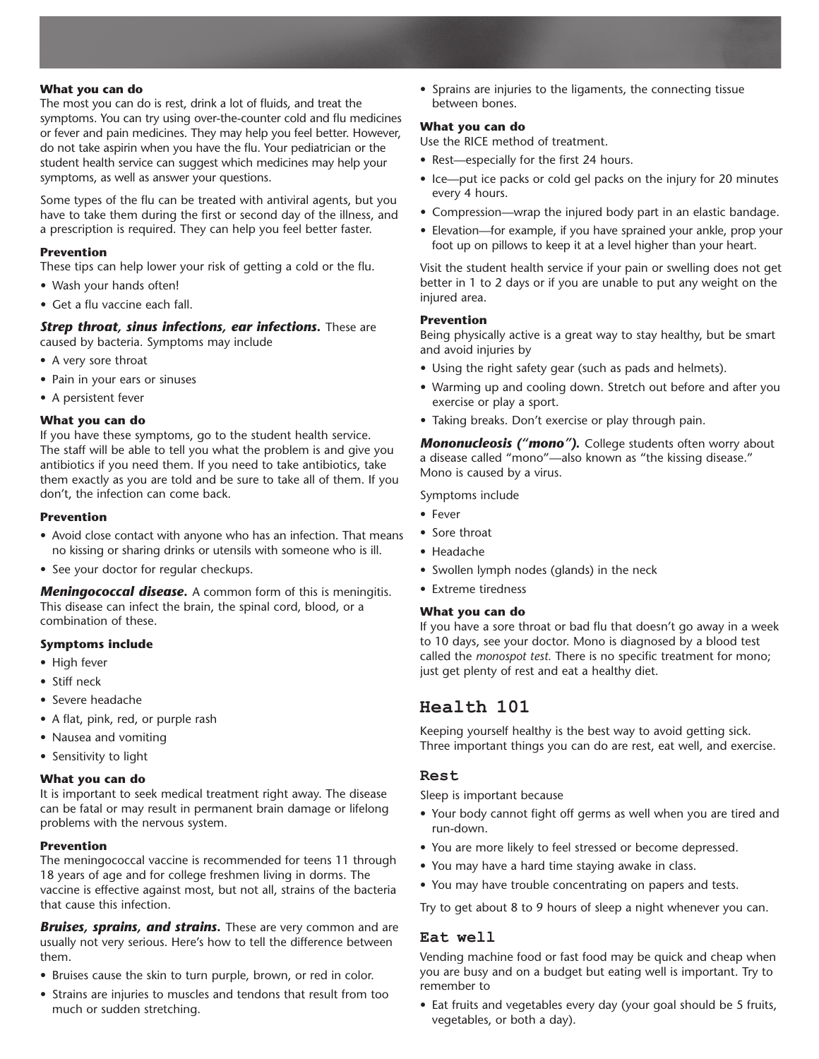#### What you can do

The most you can do is rest, drink a lot of fluids, and treat the symptoms. You can try using over-the-counter cold and flu medicines or fever and pain medicines. They may help you feel better. However, do not take aspirin when you have the flu. Your pediatrician or the student health service can suggest which medicines may help your symptoms, as well as answer your questions.

Some types of the flu can be treated with antiviral agents, but you have to take them during the first or second day of the illness, and a prescription is required. They can help you feel better faster.

#### Prevention

These tips can help lower your risk of getting a cold or the flu.

- Wash your hands often!
- Get a flu vaccine each fall.

***Strep throat, sinus infections, ear infections.*** These are caused by bacteria. Symptoms may include

- A very sore throat
- Pain in your ears or sinuses
- A persistent fever

#### What you can do

If you have these symptoms, go to the student health service. The staff will be able to tell you what the problem is and give you antibiotics if you need them. If you need to take antibiotics, take them exactly as you are told and be sure to take all of them. If you don't, the infection can come back.

#### Prevention

- Avoid close contact with anyone who has an infection. That means no kissing or sharing drinks or utensils with someone who is ill.
- See your doctor for regular checkups.

***Meningococcal disease.*** A common form of this is meningitis. This disease can infect the brain, the spinal cord, blood, or a combination of these.

#### Symptoms include

- High fever
- Stiff neck
- Severe headache
- A flat, pink, red, or purple rash
- Nausea and vomiting
- Sensitivity to light

#### What you can do

It is important to seek medical treatment right away. The disease can be fatal or may result in permanent brain damage or lifelong problems with the nervous system.

#### Prevention

The meningococcal vaccine is recommended for teens 11 through 18 years of age and for college freshmen living in dorms. The vaccine is effective against most, but not all, strains of the bacteria that cause this infection.

***Bruises, sprains, and strains.*** These are very common and are usually not very serious. Here's how to tell the difference between them.

- Bruises cause the skin to turn purple, brown, or red in color.
- Strains are injuries to muscles and tendons that result from too much or sudden stretching.
- Sprains are injuries to the ligaments, the connecting tissue between bones.

#### What you can do

Use the RICE method of treatment.

- Rest—especially for the first 24 hours.
- Ice—put ice packs or cold gel packs on the injury for 20 minutes every 4 hours.
- Compression—wrap the injured body part in an elastic bandage.
- Elevation—for example, if you have sprained your ankle, prop your foot up on pillows to keep it at a level higher than your heart.

Visit the student health service if your pain or swelling does not get better in 1 to 2 days or if you are unable to put any weight on the injured area.

#### Prevention

Being physically active is a great way to stay healthy, but be smart and avoid injuries by

- Using the right safety gear (such as pads and helmets).
- Warming up and cooling down. Stretch out before and after you exercise or play a sport.
- Taking breaks. Don't exercise or play through pain.

***Mononucleosis ("mono").*** College students often worry about a disease called "mono"—also known as "the kissing disease." Mono is caused by a virus.

Symptoms include

- Fever
- Sore throat
- Headache
- Swollen lymph nodes (glands) in the neck
- Extreme tiredness

#### What you can do

If you have a sore throat or bad flu that doesn't go away in a week to 10 days, see your doctor. Mono is diagnosed by a blood test called the *monospot test.* There is no specific treatment for mono; just get plenty of rest and eat a healthy diet.

## Health 101

Keeping yourself healthy is the best way to avoid getting sick. Three important things you can do are rest, eat well, and exercise.

### Rest

Sleep is important because

- Your body cannot fight off germs as well when you are tired and run-down.
- You are more likely to feel stressed or become depressed.
- You may have a hard time staying awake in class.
- You may have trouble concentrating on papers and tests.

Try to get about 8 to 9 hours of sleep a night whenever you can.

### Eat well

Vending machine food or fast food may be quick and cheap when you are busy and on a budget but eating well is important. Try to remember to

- Eat fruits and vegetables every day (your goal should be 5 fruits, vegetables, or both a day).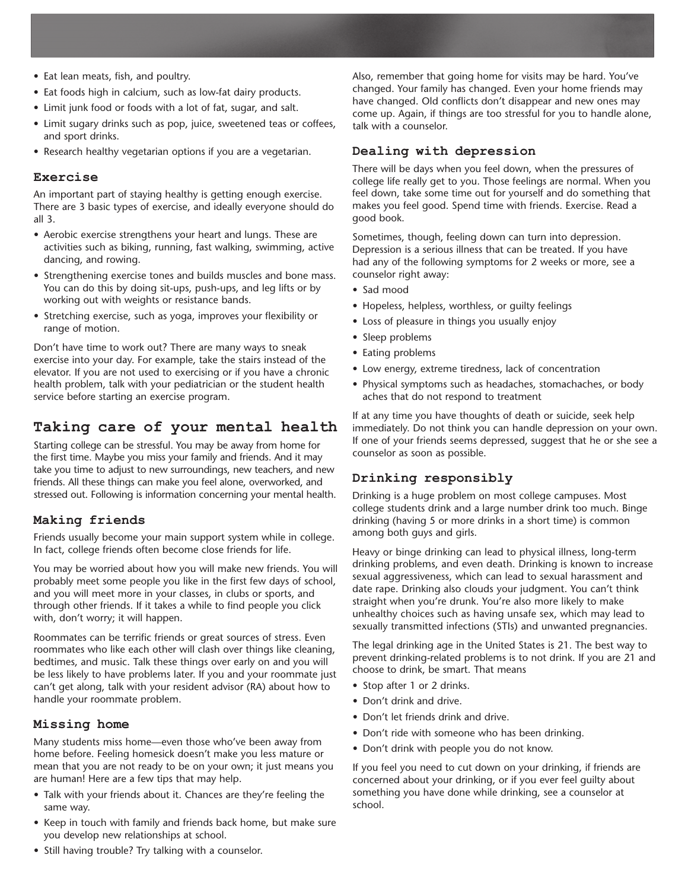- Eat lean meats, fish, and poultry.
- Eat foods high in calcium, such as low-fat dairy products.
- Limit junk food or foods with a lot of fat, sugar, and salt.
- Limit sugary drinks such as pop, juice, sweetened teas or coffees, and sport drinks.
- Research healthy vegetarian options if you are a vegetarian.

### Exercise

An important part of staying healthy is getting enough exercise. There are 3 basic types of exercise, and ideally everyone should do all 3.

- Aerobic exercise strengthens your heart and lungs. These are activities such as biking, running, fast walking, swimming, active dancing, and rowing.
- Strengthening exercise tones and builds muscles and bone mass. You can do this by doing sit-ups, push-ups, and leg lifts or by working out with weights or resistance bands.
- Stretching exercise, such as yoga, improves your flexibility or range of motion.

Don't have time to work out? There are many ways to sneak exercise into your day. For example, take the stairs instead of the elevator. If you are not used to exercising or if you have a chronic health problem, talk with your pediatrician or the student health service before starting an exercise program.

## Taking care of your mental health

Starting college can be stressful. You may be away from home for the first time. Maybe you miss your family and friends. And it may take you time to adjust to new surroundings, new teachers, and new friends. All these things can make you feel alone, overworked, and stressed out. Following is information concerning your mental health.

### Making friends

Friends usually become your main support system while in college. In fact, college friends often become close friends for life.

You may be worried about how you will make new friends. You will probably meet some people you like in the first few days of school, and you will meet more in your classes, in clubs or sports, and through other friends. If it takes a while to find people you click with, don't worry; it will happen.

Roommates can be terrific friends or great sources of stress. Even roommates who like each other will clash over things like cleaning, bedtimes, and music. Talk these things over early on and you will be less likely to have problems later. If you and your roommate just can't get along, talk with your resident advisor (RA) about how to handle your roommate problem.

### Missing home

Many students miss home—even those who've been away from home before. Feeling homesick doesn't make you less mature or mean that you are not ready to be on your own; it just means you are human! Here are a few tips that may help.

- Talk with your friends about it. Chances are they're feeling the same way.
- Keep in touch with family and friends back home, but make sure you develop new relationships at school.
- Still having trouble? Try talking with a counselor.

Also, remember that going home for visits may be hard. You've changed. Your family has changed. Even your home friends may have changed. Old conflicts don't disappear and new ones may come up. Again, if things are too stressful for you to handle alone, talk with a counselor.

### Dealing with depression

There will be days when you feel down, when the pressures of college life really get to you. Those feelings are normal. When you feel down, take some time out for yourself and do something that makes you feel good. Spend time with friends. Exercise. Read a good book.

Sometimes, though, feeling down can turn into depression. Depression is a serious illness that can be treated. If you have had any of the following symptoms for 2 weeks or more, see a counselor right away:

- Sad mood
- Hopeless, helpless, worthless, or guilty feelings
- Loss of pleasure in things you usually enjoy
- Sleep problems
- Eating problems
- Low energy, extreme tiredness, lack of concentration
- Physical symptoms such as headaches, stomachaches, or body aches that do not respond to treatment

If at any time you have thoughts of death or suicide, seek help immediately. Do not think you can handle depression on your own. If one of your friends seems depressed, suggest that he or she see a counselor as soon as possible.

### Drinking responsibly

Drinking is a huge problem on most college campuses. Most college students drink and a large number drink too much. Binge drinking (having 5 or more drinks in a short time) is common among both guys and girls.

Heavy or binge drinking can lead to physical illness, long-term drinking problems, and even death. Drinking is known to increase sexual aggressiveness, which can lead to sexual harassment and date rape. Drinking also clouds your judgment. You can't think straight when you're drunk. You're also more likely to make unhealthy choices such as having unsafe sex, which may lead to sexually transmitted infections (STIs) and unwanted pregnancies.

The legal drinking age in the United States is 21. The best way to prevent drinking-related problems is to not drink. If you are 21 and choose to drink, be smart. That means

- Stop after 1 or 2 drinks.
- Don't drink and drive.
- Don't let friends drink and drive.
- Don't ride with someone who has been drinking.
- Don't drink with people you do not know.

If you feel you need to cut down on your drinking, if friends are concerned about your drinking, or if you ever feel guilty about something you have done while drinking, see a counselor at school.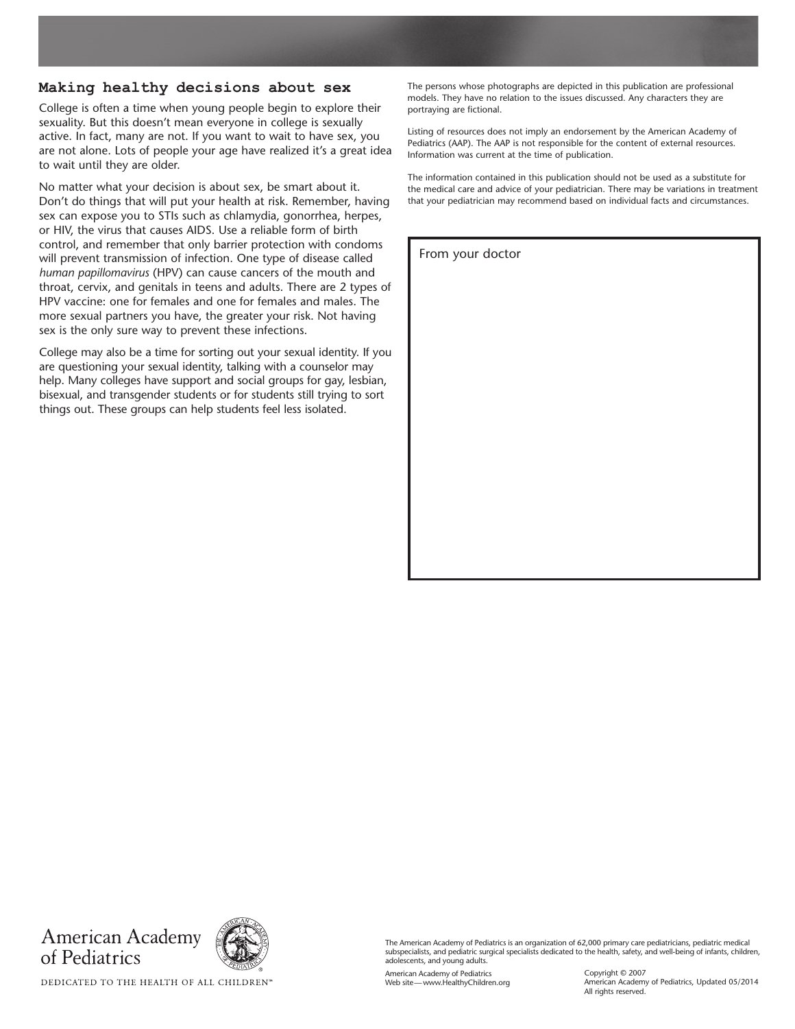## Making healthy decisions about sex

College is often a time when young people begin to explore their sexuality. But this doesn't mean everyone in college is sexually active. In fact, many are not. If you want to wait to have sex, you are not alone. Lots of people your age have realized it's a great idea to wait until they are older.

No matter what your decision is about sex, be smart about it. Don't do things that will put your health at risk. Remember, having sex can expose you to STIs such as chlamydia, gonorrhea, herpes, or HIV, the virus that causes AIDS. Use a reliable form of birth control, and remember that only barrier protection with condoms will prevent transmission of infection. One type of disease called *human papillomavirus* (HPV) can cause cancers of the mouth and throat, cervix, and genitals in teens and adults. There are 2 types of HPV vaccine: one for females and one for females and males. The more sexual partners you have, the greater your risk. Not having sex is the only sure way to prevent these infections.

College may also be a time for sorting out your sexual identity. If you are questioning your sexual identity, talking with a counselor may help. Many colleges have support and social groups for gay, lesbian, bisexual, and transgender students or for students still trying to sort things out. These groups can help students feel less isolated.

The persons whose photographs are depicted in this publication are professional models. They have no relation to the issues discussed. Any characters they are portraying are fictional.

Listing of resources does not imply an endorsement by the American Academy of Pediatrics (AAP). The AAP is not responsible for the content of external resources. Information was current at the time of publication.

The information contained in this publication should not be used as a substitute for the medical care and advice of your pediatrician. There may be variations in treatment that your pediatrician may recommend based on individual facts and circumstances.

From your doctor

American Academy of Pediatrics

DEDICATED TO THE HEALTH OF ALL CHILDREN™

The American Academy of Pediatrics is an organization of 62,000 primary care pediatricians, pediatric medical subspecialists, and pediatric surgical specialists dedicated to the health, safety, and well-being of infants, children, adolescents, and young adults.

American Academy of Pediatrics
Web site—www.HealthyChildren.org

Copyright © 2007
American Academy of Pediatrics, Updated 05/2014
All rights reserved.